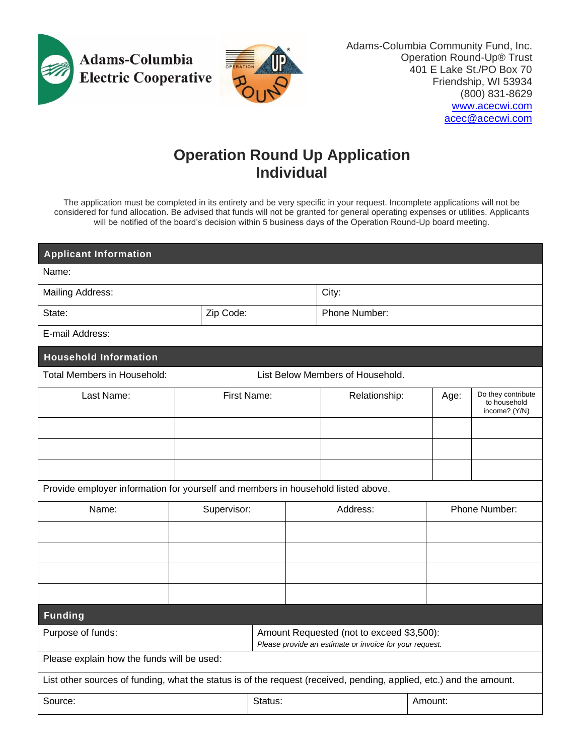Adams-Columbia Electric Cooperative

Adams-Columbia Community Fund, Inc.
Operation Round-Up® Trust
401 E Lake St./PO Box 70
Friendship, WI 53934
(800) 831-8629
www.acecwi.com
acec@acecwi.com

# Operation Round Up Application
# Individual

The application must be completed in its entirety and be very specific in your request. Incomplete applications will not be considered for fund allocation. Be advised that funds will not be granted for general operating expenses or utilities. Applicants will be notified of the board's decision within 5 business days of the Operation Round-Up board meeting.

## Applicant Information

| Name: | | |
|---|---|---|
| Mailing Address: | | City: |
| State: | Zip Code: | Phone Number: |
| E-mail Address: | | |

## Household Information

Total Members in Household: List Below Members of Household.

| Last Name: | First Name: | Relationship: | Age: | Do they contribute to household income? (Y/N) |
|---|---|---|---|---|
| | | | | |
| | | | | |
| | | | | |

Provide employer information for yourself and members in household listed above.

| Name: | Supervisor: | Address: | Phone Number: |
|---|---|---|---|
| | | | |
| | | | |
| | | | |
| | | | |

## Funding

| Purpose of funds: | Amount Requested (not to exceed $3,500): *Please provide an estimate or invoice for your request.* |
|---|---|

Please explain how the funds will be used:

List other sources of funding, what the status is of the request (received, pending, applied, etc.) and the amount.

| Source: | Status: | Amount: |
|---|---|---|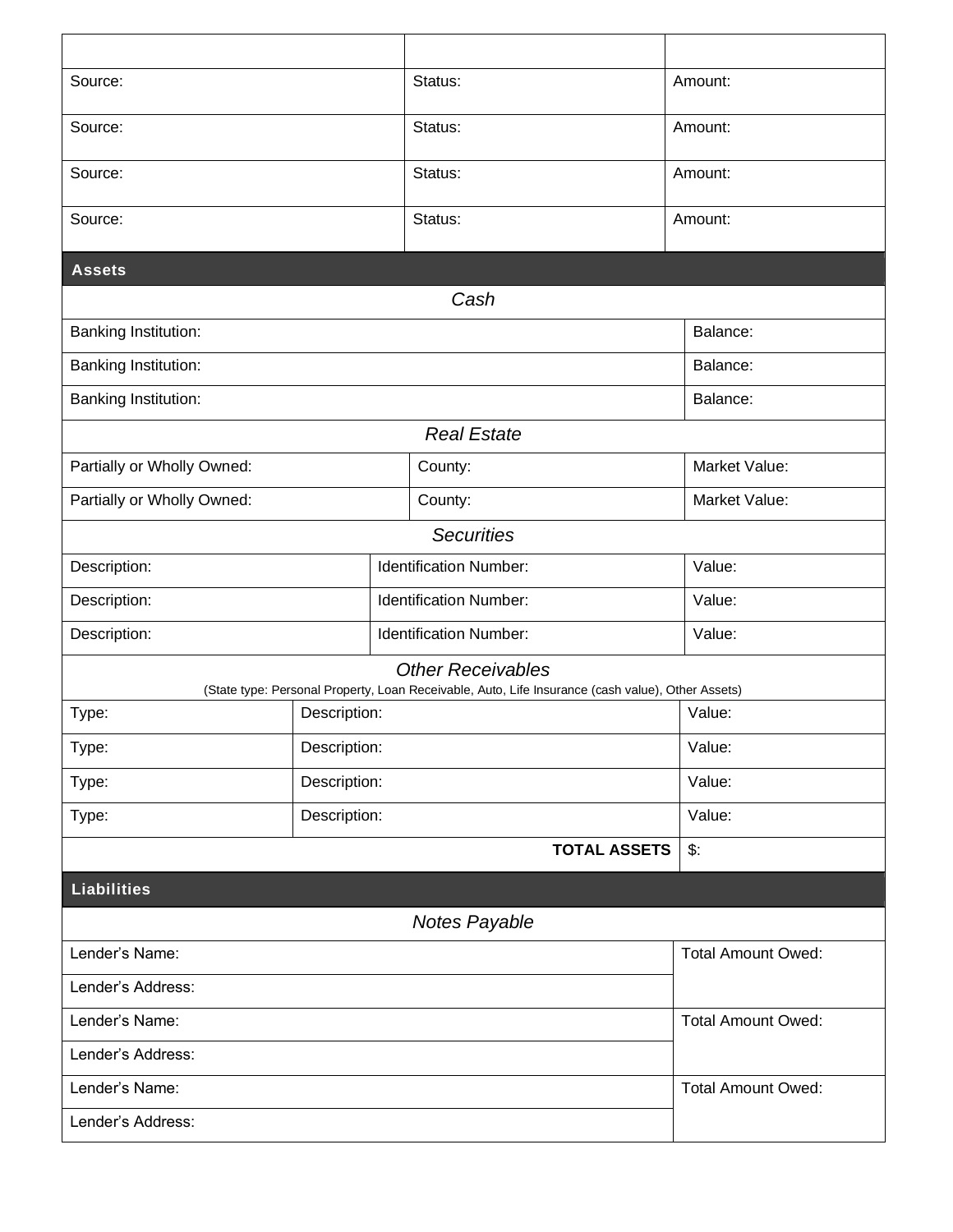| | | |
|---|---|---|
| Source: | Status: | Amount: |
| Source: | Status: | Amount: |
| Source: | Status: | Amount: |
| Source: | Status: | Amount: |

## Assets

### *Cash*

| | |
|---|---|
| Banking Institution: | Balance: |
| Banking Institution: | Balance: |
| Banking Institution: | Balance: |

### *Real Estate*

| | | |
|---|---|---|
| Partially or Wholly Owned: | County: | Market Value: |
| Partially or Wholly Owned: | County: | Market Value: |

### *Securities*

| | | |
|---|---|---|
| Description: | Identification Number: | Value: |
| Description: | Identification Number: | Value: |
| Description: | Identification Number: | Value: |

### *Other Receivables*

(State type: Personal Property, Loan Receivable, Auto, Life Insurance (cash value), Other Assets)

| | | |
|---|---|---|
| Type: | Description: | Value: |
| Type: | Description: | Value: |
| Type: | Description: | Value: |
| Type: | Description: | Value: |
| | **TOTAL ASSETS** | $: |

## Liabilities

### *Notes Payable*

| | |
|---|---|
| Lender's Name: | Total Amount Owed: |
| Lender's Address: | |
| Lender's Name: | Total Amount Owed: |
| Lender's Address: | |
| Lender's Name: | Total Amount Owed: |
| Lender's Address: | |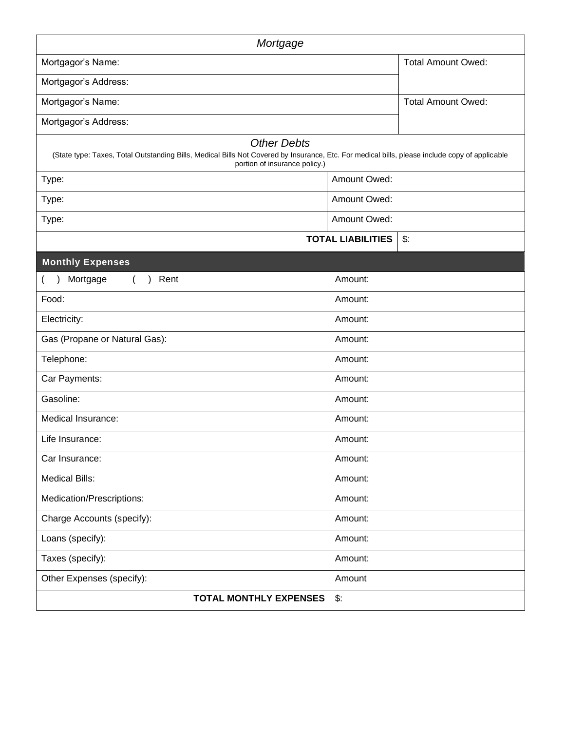| *Mortgage* | |
|---|---|
| Mortgagor's Name: | Total Amount Owed: |
| Mortgagor's Address: | |
| Mortgagor's Name: | Total Amount Owed: |
| Mortgagor's Address: | |

| *Other Debts* (State type: Taxes, Total Outstanding Bills, Medical Bills Not Covered by Insurance, Etc. For medical bills, please include copy of applicable portion of insurance policy.) | |
|---|---|
| Type: | Amount Owed: |
| Type: | Amount Owed: |
| Type: | Amount Owed: |
| **TOTAL LIABILITIES** | $: |

| **Monthly Expenses** | |
|---|---|
| ( ) Mortgage ( ) Rent | Amount: |
| Food: | Amount: |
| Electricity: | Amount: |
| Gas (Propane or Natural Gas): | Amount: |
| Telephone: | Amount: |
| Car Payments: | Amount: |
| Gasoline: | Amount: |
| Medical Insurance: | Amount: |
| Life Insurance: | Amount: |
| Car Insurance: | Amount: |
| Medical Bills: | Amount: |
| Medication/Prescriptions: | Amount: |
| Charge Accounts (specify): | Amount: |
| Loans (specify): | Amount: |
| Taxes (specify): | Amount: |
| Other Expenses (specify): | Amount |
| **TOTAL MONTHLY EXPENSES** | $: |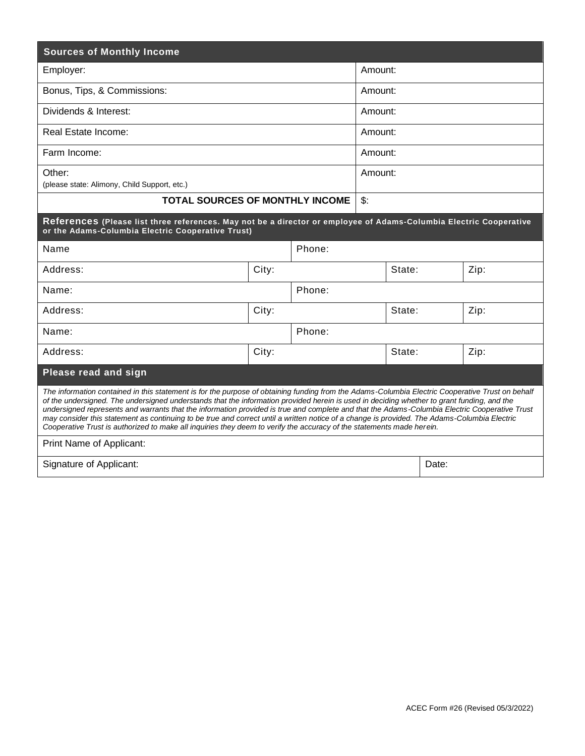## Sources of Monthly Income

| | |
|---|---|
| Employer: | Amount: |
| Bonus, Tips, & Commissions: | Amount: |
| Dividends & Interest: | Amount: |
| Real Estate Income: | Amount: |
| Farm Income: | Amount: |
| Other: (please state: Alimony, Child Support, etc.) | Amount: |
| **TOTAL SOURCES OF MONTHLY INCOME** | $: |

## References (Please list three references. May not be a director or employee of Adams-Columbia Electric Cooperative or the Adams-Columbia Electric Cooperative Trust)

| | | | |
|---|---|---|---|
| Name | Phone: | | |
| Address: | City: | State: | Zip: |
| Name: | Phone: | | |
| Address: | City: | State: | Zip: |
| Name: | Phone: | | |
| Address: | City: | State: | Zip: |

## Please read and sign

*The information contained in this statement is for the purpose of obtaining funding from the Adams-Columbia Electric Cooperative Trust on behalf of the undersigned. The undersigned understands that the information provided herein is used in deciding whether to grant funding, and the undersigned represents and warrants that the information provided is true and complete and that the Adams-Columbia Electric Cooperative Trust may consider this statement as continuing to be true and correct until a written notice of a change is provided. The Adams-Columbia Electric Cooperative Trust is authorized to make all inquiries they deem to verify the accuracy of the statements made herein.*

| | |
|---|---|
| Print Name of Applicant: | |
| Signature of Applicant: | Date: |

ACEC Form #26 (Revised 05/3/2022)